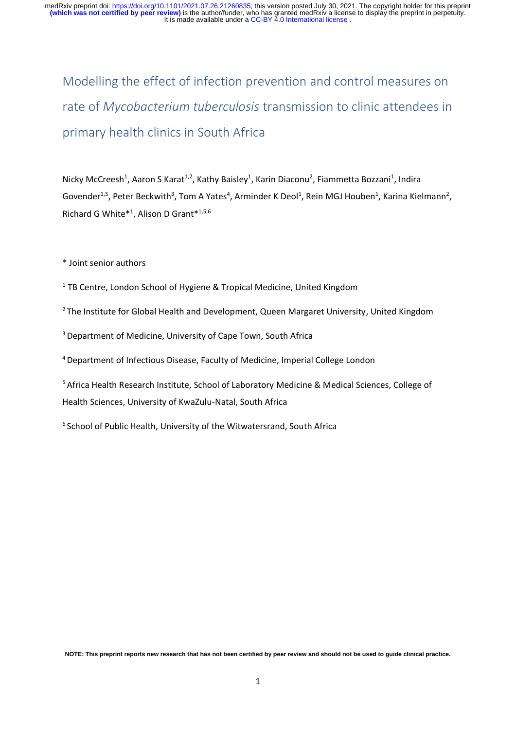# Modelling the effect of infection prevention and control measures on rate of *Mycobacterium tuberculosis* transmission to clinic attendees in primary health clinics in South Africa

Nicky McCreesh[1], Aaron S Karat[1,2], Kathy Baisley[1], Karin Diaconu[2], Fiammetta Bozzani[1], Indira Govender[1,5], Peter Beckwith[3], Tom A Yates[4], Arminder K Deol[1], Rein MGJ Houben[1], Karina Kielmann[2], Richard G White*[1], Alison D Grant*[1,5,6]

\* Joint senior authors

[1] TB Centre, London School of Hygiene & Tropical Medicine, United Kingdom

[2] The Institute for Global Health and Development, Queen Margaret University, United Kingdom

[3] Department of Medicine, University of Cape Town, South Africa

[4] Department of Infectious Disease, Faculty of Medicine, Imperial College London

[5] Africa Health Research Institute, School of Laboratory Medicine & Medical Sciences, College of Health Sciences, University of KwaZulu-Natal, South Africa

[6] School of Public Health, University of the Witwatersrand, South Africa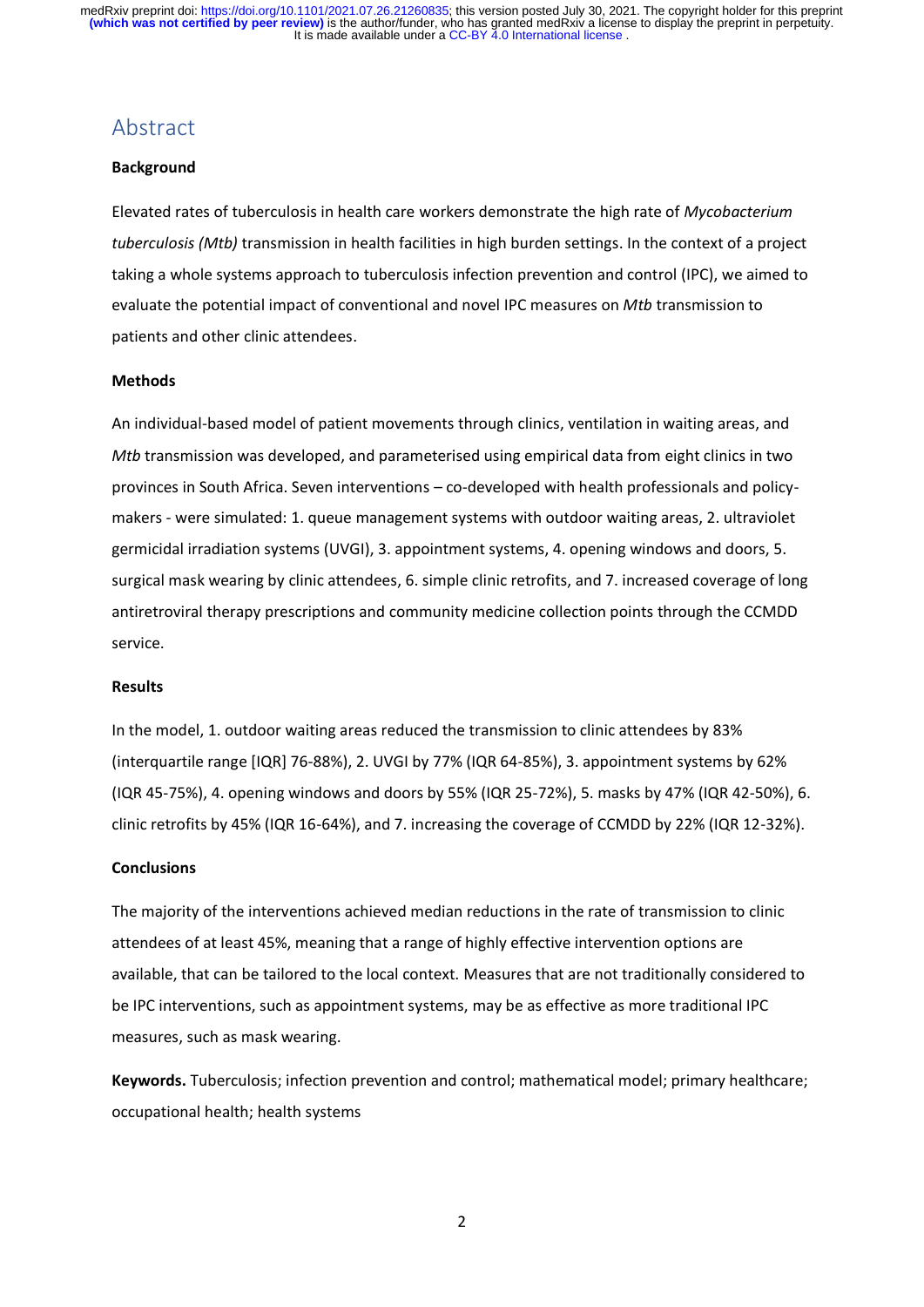## Abstract

**Background**

Elevated rates of tuberculosis in health care workers demonstrate the high rate of *Mycobacterium tuberculosis (Mtb)* transmission in health facilities in high burden settings. In the context of a project taking a whole systems approach to tuberculosis infection prevention and control (IPC), we aimed to evaluate the potential impact of conventional and novel IPC measures on *Mtb* transmission to patients and other clinic attendees.

**Methods**

An individual-based model of patient movements through clinics, ventilation in waiting areas, and *Mtb* transmission was developed, and parameterised using empirical data from eight clinics in two provinces in South Africa. Seven interventions – co-developed with health professionals and policy-makers - were simulated: 1. queue management systems with outdoor waiting areas, 2. ultraviolet germicidal irradiation systems (UVGI), 3. appointment systems, 4. opening windows and doors, 5. surgical mask wearing by clinic attendees, 6. simple clinic retrofits, and 7. increased coverage of long antiretroviral therapy prescriptions and community medicine collection points through the CCMDD service.

**Results**

In the model, 1. outdoor waiting areas reduced the transmission to clinic attendees by 83% (interquartile range [IQR] 76-88%), 2. UVGI by 77% (IQR 64-85%), 3. appointment systems by 62% (IQR 45-75%), 4. opening windows and doors by 55% (IQR 25-72%), 5. masks by 47% (IQR 42-50%), 6. clinic retrofits by 45% (IQR 16-64%), and 7. increasing the coverage of CCMDD by 22% (IQR 12-32%).

**Conclusions**

The majority of the interventions achieved median reductions in the rate of transmission to clinic attendees of at least 45%, meaning that a range of highly effective intervention options are available, that can be tailored to the local context. Measures that are not traditionally considered to be IPC interventions, such as appointment systems, may be as effective as more traditional IPC measures, such as mask wearing.

**Keywords.** Tuberculosis; infection prevention and control; mathematical model; primary healthcare; occupational health; health systems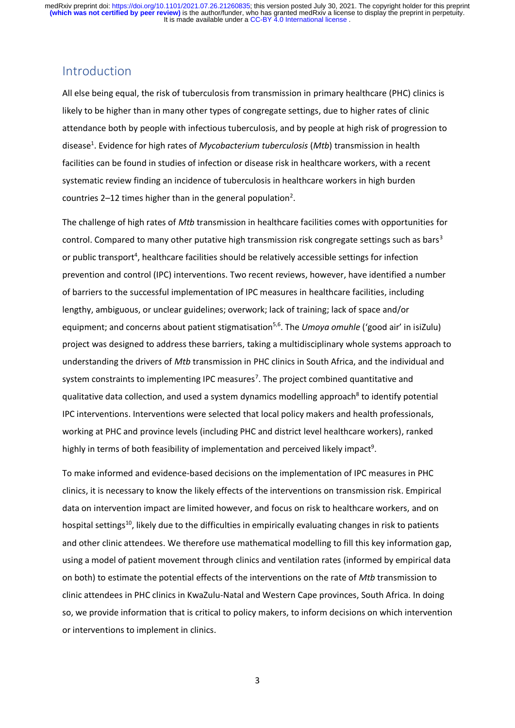## Introduction

All else being equal, the risk of tuberculosis from transmission in primary healthcare (PHC) clinics is likely to be higher than in many other types of congregate settings, due to higher rates of clinic attendance both by people with infectious tuberculosis, and by people at high risk of progression to disease[1]. Evidence for high rates of *Mycobacterium tuberculosis* (*Mtb*) transmission in health facilities can be found in studies of infection or disease risk in healthcare workers, with a recent systematic review finding an incidence of tuberculosis in healthcare workers in high burden countries 2–12 times higher than in the general population[2].

The challenge of high rates of *Mtb* transmission in healthcare facilities comes with opportunities for control. Compared to many other putative high transmission risk congregate settings such as bars[3] or public transport[4], healthcare facilities should be relatively accessible settings for infection prevention and control (IPC) interventions. Two recent reviews, however, have identified a number of barriers to the successful implementation of IPC measures in healthcare facilities, including lengthy, ambiguous, or unclear guidelines; overwork; lack of training; lack of space and/or equipment; and concerns about patient stigmatisation[5,6]. The *Umoya omuhle* ('good air' in isiZulu) project was designed to address these barriers, taking a multidisciplinary whole systems approach to understanding the drivers of *Mtb* transmission in PHC clinics in South Africa, and the individual and system constraints to implementing IPC measures[7]. The project combined quantitative and qualitative data collection, and used a system dynamics modelling approach[8] to identify potential IPC interventions. Interventions were selected that local policy makers and health professionals, working at PHC and province levels (including PHC and district level healthcare workers), ranked highly in terms of both feasibility of implementation and perceived likely impact[9].

To make informed and evidence-based decisions on the implementation of IPC measures in PHC clinics, it is necessary to know the likely effects of the interventions on transmission risk. Empirical data on intervention impact are limited however, and focus on risk to healthcare workers, and on hospital settings[10], likely due to the difficulties in empirically evaluating changes in risk to patients and other clinic attendees. We therefore use mathematical modelling to fill this key information gap, using a model of patient movement through clinics and ventilation rates (informed by empirical data on both) to estimate the potential effects of the interventions on the rate of *Mtb* transmission to clinic attendees in PHC clinics in KwaZulu-Natal and Western Cape provinces, South Africa. In doing so, we provide information that is critical to policy makers, to inform decisions on which intervention or interventions to implement in clinics.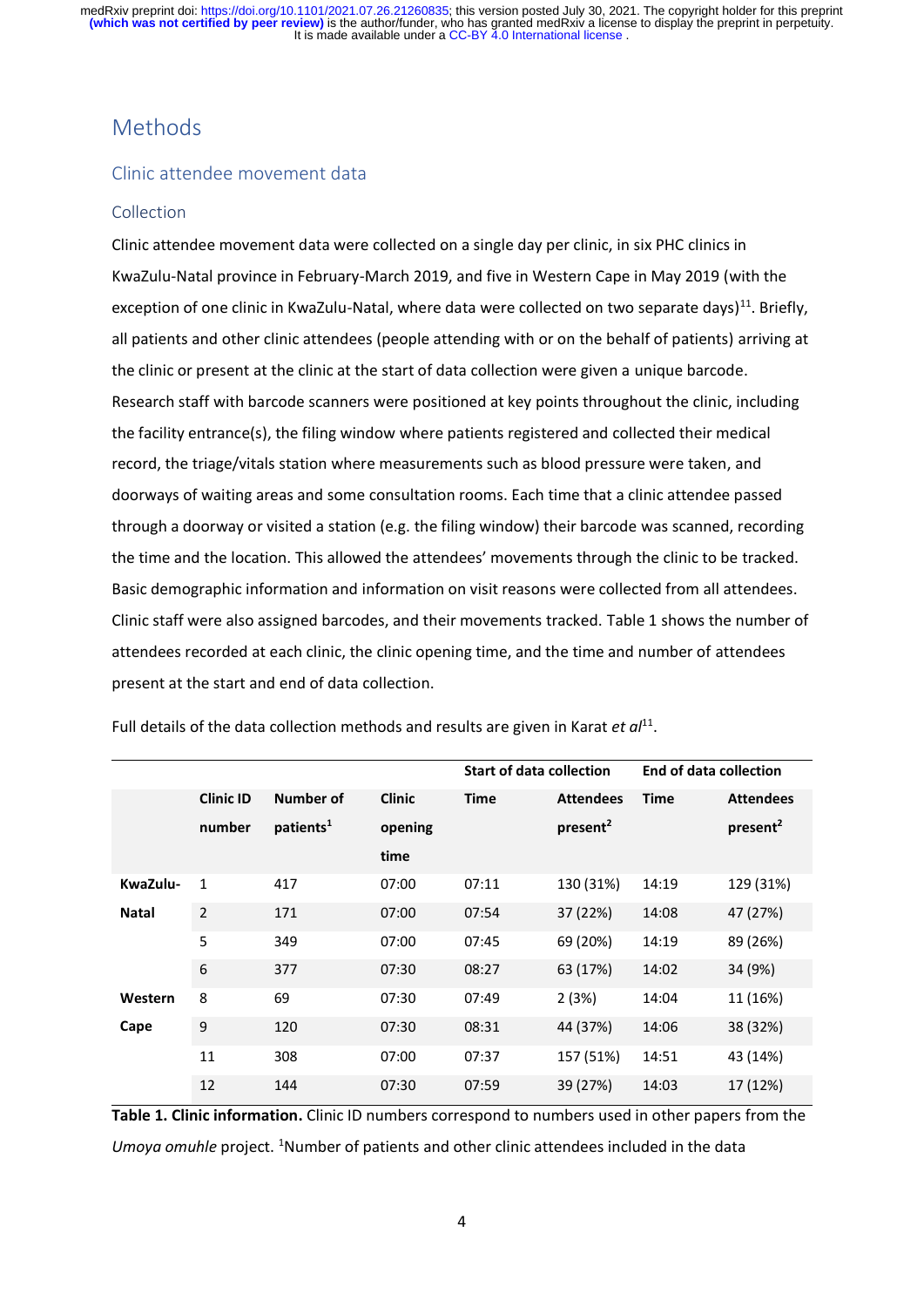# Methods

## Clinic attendee movement data

### Collection

Clinic attendee movement data were collected on a single day per clinic, in six PHC clinics in KwaZulu-Natal province in February-March 2019, and five in Western Cape in May 2019 (with the exception of one clinic in KwaZulu-Natal, where data were collected on two separate days)[11]. Briefly, all patients and other clinic attendees (people attending with or on the behalf of patients) arriving at the clinic or present at the clinic at the start of data collection were given a unique barcode. Research staff with barcode scanners were positioned at key points throughout the clinic, including the facility entrance(s), the filing window where patients registered and collected their medical record, the triage/vitals station where measurements such as blood pressure were taken, and doorways of waiting areas and some consultation rooms. Each time that a clinic attendee passed through a doorway or visited a station (e.g. the filing window) their barcode was scanned, recording the time and the location. This allowed the attendees' movements through the clinic to be tracked. Basic demographic information and information on visit reasons were collected from all attendees. Clinic staff were also assigned barcodes, and their movements tracked. Table 1 shows the number of attendees recorded at each clinic, the clinic opening time, and the time and number of attendees present at the start and end of data collection.

Full details of the data collection methods and results are given in Karat *et al*[11].

| | | | | Start of data collection | | End of data collection | |
|---|---|---|---|---|---|---|---|
| | **Clinic ID number** | **Number of patients[1]** | **Clinic opening time** | **Time** | **Attendees present[2]** | **Time** | **Attendees present[2]** |
| **KwaZulu-Natal** | 1 | 417 | 07:00 | 07:11 | 130 (31%) | 14:19 | 129 (31%) |
| | 2 | 171 | 07:00 | 07:54 | 37 (22%) | 14:08 | 47 (27%) |
| | 5 | 349 | 07:00 | 07:45 | 69 (20%) | 14:19 | 89 (26%) |
| | 6 | 377 | 07:30 | 08:27 | 63 (17%) | 14:02 | 34 (9%) |
| **Western Cape** | 8 | 69 | 07:30 | 07:49 | 2 (3%) | 14:04 | 11 (16%) |
| | 9 | 120 | 07:30 | 08:31 | 44 (37%) | 14:06 | 38 (32%) |
| | 11 | 308 | 07:00 | 07:37 | 157 (51%) | 14:51 | 43 (14%) |
| | 12 | 144 | 07:30 | 07:59 | 39 (27%) | 14:03 | 17 (12%) |

**Table 1. Clinic information.** Clinic ID numbers correspond to numbers used in other papers from the *Umoya omuhle* project. [1]Number of patients and other clinic attendees included in the data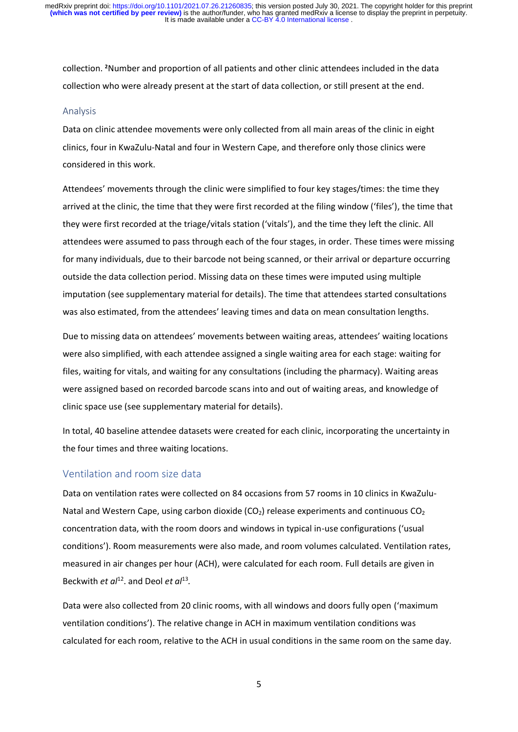collection. [2]Number and proportion of all patients and other clinic attendees included in the data collection who were already present at the start of data collection, or still present at the end.

## Analysis

Data on clinic attendee movements were only collected from all main areas of the clinic in eight clinics, four in KwaZulu-Natal and four in Western Cape, and therefore only those clinics were considered in this work.

Attendees' movements through the clinic were simplified to four key stages/times: the time they arrived at the clinic, the time that they were first recorded at the filing window ('files'), the time that they were first recorded at the triage/vitals station ('vitals'), and the time they left the clinic. All attendees were assumed to pass through each of the four stages, in order. These times were missing for many individuals, due to their barcode not being scanned, or their arrival or departure occurring outside the data collection period. Missing data on these times were imputed using multiple imputation (see supplementary material for details). The time that attendees started consultations was also estimated, from the attendees' leaving times and data on mean consultation lengths.

Due to missing data on attendees' movements between waiting areas, attendees' waiting locations were also simplified, with each attendee assigned a single waiting area for each stage: waiting for files, waiting for vitals, and waiting for any consultations (including the pharmacy). Waiting areas were assigned based on recorded barcode scans into and out of waiting areas, and knowledge of clinic space use (see supplementary material for details).

In total, 40 baseline attendee datasets were created for each clinic, incorporating the uncertainty in the four times and three waiting locations.

## Ventilation and room size data

Data on ventilation rates were collected on 84 occasions from 57 rooms in 10 clinics in KwaZulu-Natal and Western Cape, using carbon dioxide ($CO_2$) release experiments and continuous $CO_2$ concentration data, with the room doors and windows in typical in-use configurations ('usual conditions'). Room measurements were also made, and room volumes calculated. Ventilation rates, measured in air changes per hour (ACH), were calculated for each room. Full details are given in Beckwith *et al*[12]. and Deol *et al*[13].

Data were also collected from 20 clinic rooms, with all windows and doors fully open ('maximum ventilation conditions'). The relative change in ACH in maximum ventilation conditions was calculated for each room, relative to the ACH in usual conditions in the same room on the same day.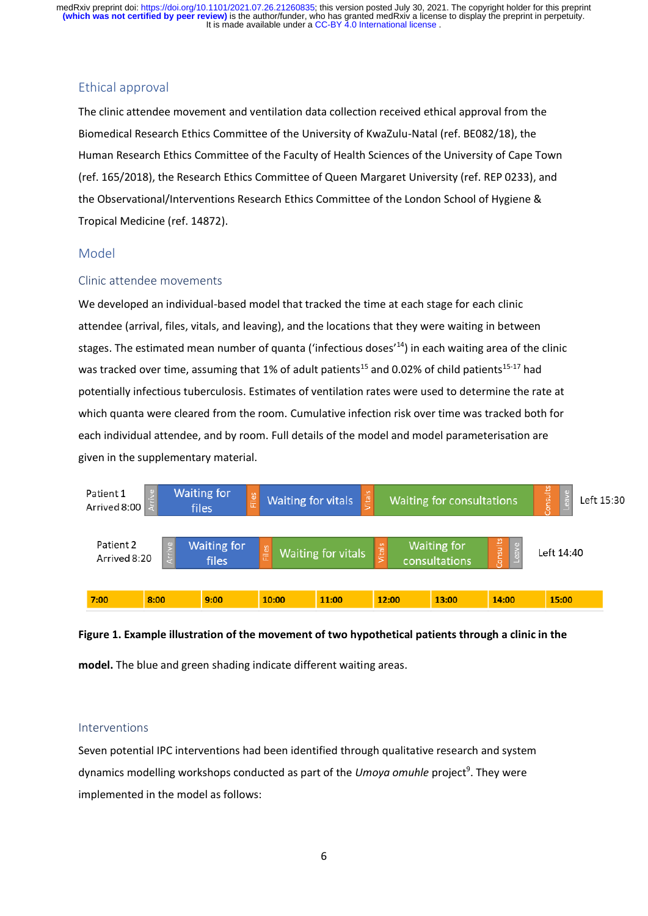## Ethical approval

The clinic attendee movement and ventilation data collection received ethical approval from the Biomedical Research Ethics Committee of the University of KwaZulu-Natal (ref. BE082/18), the Human Research Ethics Committee of the Faculty of Health Sciences of the University of Cape Town (ref. 165/2018), the Research Ethics Committee of Queen Margaret University (ref. REP 0233), and the Observational/Interventions Research Ethics Committee of the London School of Hygiene & Tropical Medicine (ref. 14872).

## Model

### Clinic attendee movements

We developed an individual-based model that tracked the time at each stage for each clinic attendee (arrival, files, vitals, and leaving), and the locations that they were waiting in between stages. The estimated mean number of quanta ('infectious doses'[14]) in each waiting area of the clinic was tracked over time, assuming that 1% of adult patients[15] and 0.02% of child patients[15-17] had potentially infectious tuberculosis. Estimates of ventilation rates were used to determine the rate at which quanta were cleared from the room. Cumulative infection risk over time was tracked both for each individual attendee, and by room. Full details of the model and model parameterisation are given in the supplementary material.

Patient 1 Arrived 8:00 | Arrive | Waiting for files | Files | Waiting for vitals | Vitals | Waiting for consultations | Consults | Leave | Left 15:30

Patient 2 Arrived 8:20 | Arrive | Waiting for files | Files | Waiting for vitals | Vitals | Waiting for consultations | Consults | Leave | Left 14:40

7:00 | 8:00 | 9:00 | 10:00 | 11:00 | 12:00 | 13:00 | 14:00 | 15:00

**Figure 1. Example illustration of the movement of two hypothetical patients through a clinic in the model.** The blue and green shading indicate different waiting areas.

### Interventions

Seven potential IPC interventions had been identified through qualitative research and system dynamics modelling workshops conducted as part of the *Umoya omuhle* project[9]. They were implemented in the model as follows: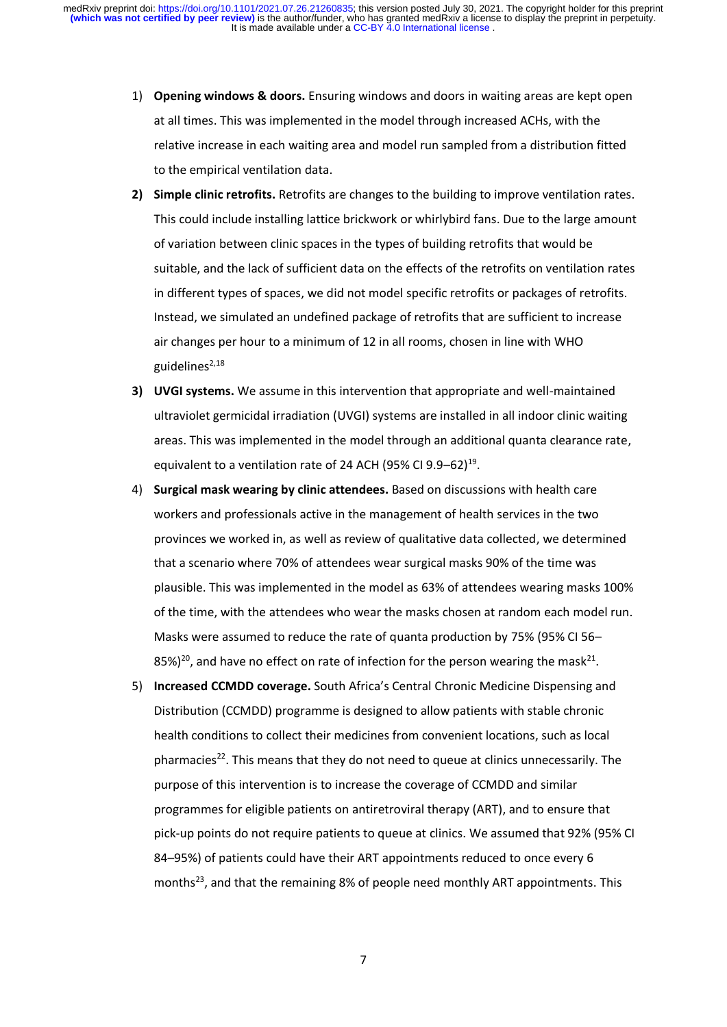1) **Opening windows & doors.** Ensuring windows and doors in waiting areas are kept open at all times. This was implemented in the model through increased ACHs, with the relative increase in each waiting area and model run sampled from a distribution fitted to the empirical ventilation data.
2) **Simple clinic retrofits.** Retrofits are changes to the building to improve ventilation rates. This could include installing lattice brickwork or whirlybird fans. Due to the large amount of variation between clinic spaces in the types of building retrofits that would be suitable, and the lack of sufficient data on the effects of the retrofits on ventilation rates in different types of spaces, we did not model specific retrofits or packages of retrofits. Instead, we simulated an undefined package of retrofits that are sufficient to increase air changes per hour to a minimum of 12 in all rooms, chosen in line with WHO guidelines[2,18]
3) **UVGI systems.** We assume in this intervention that appropriate and well-maintained ultraviolet germicidal irradiation (UVGI) systems are installed in all indoor clinic waiting areas. This was implemented in the model through an additional quanta clearance rate, equivalent to a ventilation rate of 24 ACH (95% CI 9.9–62)[19].
4) **Surgical mask wearing by clinic attendees.** Based on discussions with health care workers and professionals active in the management of health services in the two provinces we worked in, as well as review of qualitative data collected, we determined that a scenario where 70% of attendees wear surgical masks 90% of the time was plausible. This was implemented in the model as 63% of attendees wearing masks 100% of the time, with the attendees who wear the masks chosen at random each model run. Masks were assumed to reduce the rate of quanta production by 75% (95% CI 56–85%)[20], and have no effect on rate of infection for the person wearing the mask[21].
5) **Increased CCMDD coverage.** South Africa's Central Chronic Medicine Dispensing and Distribution (CCMDD) programme is designed to allow patients with stable chronic health conditions to collect their medicines from convenient locations, such as local pharmacies[22]. This means that they do not need to queue at clinics unnecessarily. The purpose of this intervention is to increase the coverage of CCMDD and similar programmes for eligible patients on antiretroviral therapy (ART), and to ensure that pick-up points do not require patients to queue at clinics. We assumed that 92% (95% CI 84–95%) of patients could have their ART appointments reduced to once every 6 months[23], and that the remaining 8% of people need monthly ART appointments. This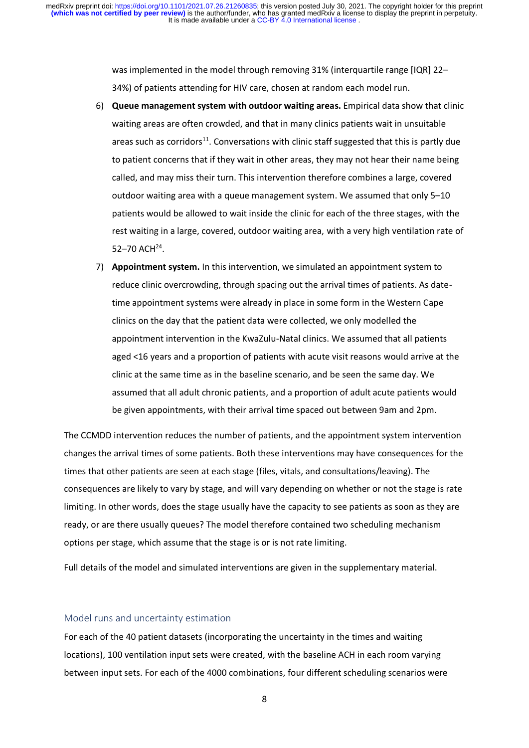was implemented in the model through removing 31% (interquartile range [IQR] 22–34%) of patients attending for HIV care, chosen at random each model run.

6) **Queue management system with outdoor waiting areas.** Empirical data show that clinic waiting areas are often crowded, and that in many clinics patients wait in unsuitable areas such as corridors[11]. Conversations with clinic staff suggested that this is partly due to patient concerns that if they wait in other areas, they may not hear their name being called, and may miss their turn. This intervention therefore combines a large, covered outdoor waiting area with a queue management system. We assumed that only 5–10 patients would be allowed to wait inside the clinic for each of the three stages, with the rest waiting in a large, covered, outdoor waiting area, with a very high ventilation rate of 52–70 ACH[24].
7) **Appointment system.** In this intervention, we simulated an appointment system to reduce clinic overcrowding, through spacing out the arrival times of patients. As date-time appointment systems were already in place in some form in the Western Cape clinics on the day that the patient data were collected, we only modelled the appointment intervention in the KwaZulu-Natal clinics. We assumed that all patients aged <16 years and a proportion of patients with acute visit reasons would arrive at the clinic at the same time as in the baseline scenario, and be seen the same day. We assumed that all adult chronic patients, and a proportion of adult acute patients would be given appointments, with their arrival time spaced out between 9am and 2pm.

The CCMDD intervention reduces the number of patients, and the appointment system intervention changes the arrival times of some patients. Both these interventions may have consequences for the times that other patients are seen at each stage (files, vitals, and consultations/leaving). The consequences are likely to vary by stage, and will vary depending on whether or not the stage is rate limiting. In other words, does the stage usually have the capacity to see patients as soon as they are ready, or are there usually queues? The model therefore contained two scheduling mechanism options per stage, which assume that the stage is or is not rate limiting.

Full details of the model and simulated interventions are given in the supplementary material.

## Model runs and uncertainty estimation

For each of the 40 patient datasets (incorporating the uncertainty in the times and waiting locations), 100 ventilation input sets were created, with the baseline ACH in each room varying between input sets. For each of the 4000 combinations, four different scheduling scenarios were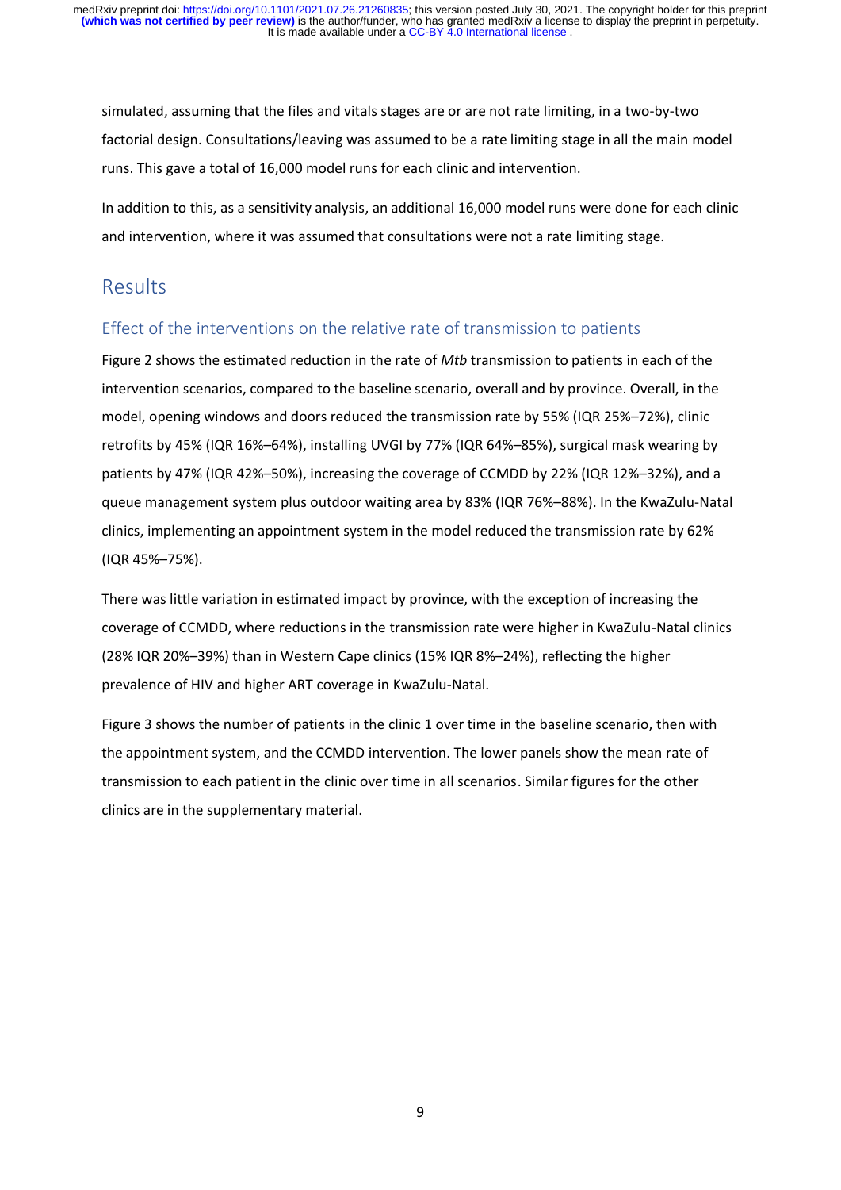simulated, assuming that the files and vitals stages are or are not rate limiting, in a two-by-two factorial design. Consultations/leaving was assumed to be a rate limiting stage in all the main model runs. This gave a total of 16,000 model runs for each clinic and intervention.

In addition to this, as a sensitivity analysis, an additional 16,000 model runs were done for each clinic and intervention, where it was assumed that consultations were not a rate limiting stage.

# Results

## Effect of the interventions on the relative rate of transmission to patients

Figure 2 shows the estimated reduction in the rate of *Mtb* transmission to patients in each of the intervention scenarios, compared to the baseline scenario, overall and by province. Overall, in the model, opening windows and doors reduced the transmission rate by 55% (IQR 25%–72%), clinic retrofits by 45% (IQR 16%–64%), installing UVGI by 77% (IQR 64%–85%), surgical mask wearing by patients by 47% (IQR 42%–50%), increasing the coverage of CCMDD by 22% (IQR 12%–32%), and a queue management system plus outdoor waiting area by 83% (IQR 76%–88%). In the KwaZulu-Natal clinics, implementing an appointment system in the model reduced the transmission rate by 62% (IQR 45%–75%).

There was little variation in estimated impact by province, with the exception of increasing the coverage of CCMDD, where reductions in the transmission rate were higher in KwaZulu-Natal clinics (28% IQR 20%–39%) than in Western Cape clinics (15% IQR 8%–24%), reflecting the higher prevalence of HIV and higher ART coverage in KwaZulu-Natal.

Figure 3 shows the number of patients in the clinic 1 over time in the baseline scenario, then with the appointment system, and the CCMDD intervention. The lower panels show the mean rate of transmission to each patient in the clinic over time in all scenarios. Similar figures for the other clinics are in the supplementary material.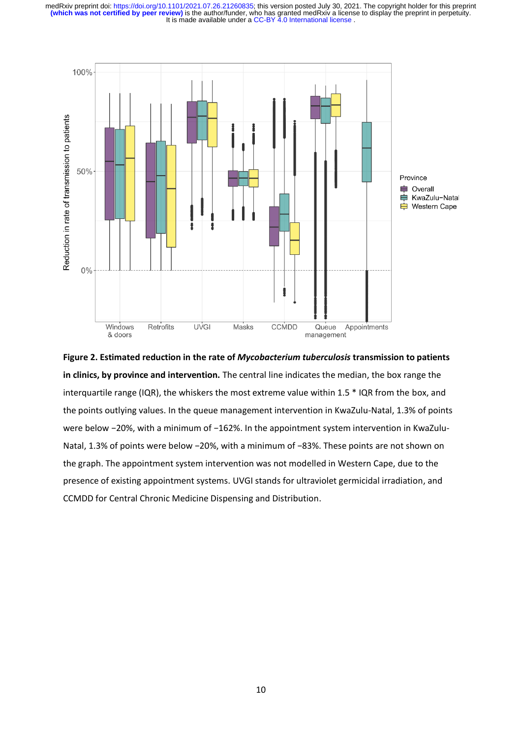**Figure 2. Estimated reduction in the rate of *Mycobacterium tuberculosis* transmission to patients in clinics, by province and intervention.** The central line indicates the median, the box range the interquartile range (IQR), the whiskers the most extreme value within 1.5 * IQR from the box, and the points outlying values. In the queue management intervention in KwaZulu-Natal, 1.3% of points were below −20%, with a minimum of −162%. In the appointment system intervention in KwaZulu-Natal, 1.3% of points were below −20%, with a minimum of −83%. These points are not shown on the graph. The appointment system intervention was not modelled in Western Cape, due to the presence of existing appointment systems. UVGI stands for ultraviolet germicidal irradiation, and CCMDD for Central Chronic Medicine Dispensing and Distribution.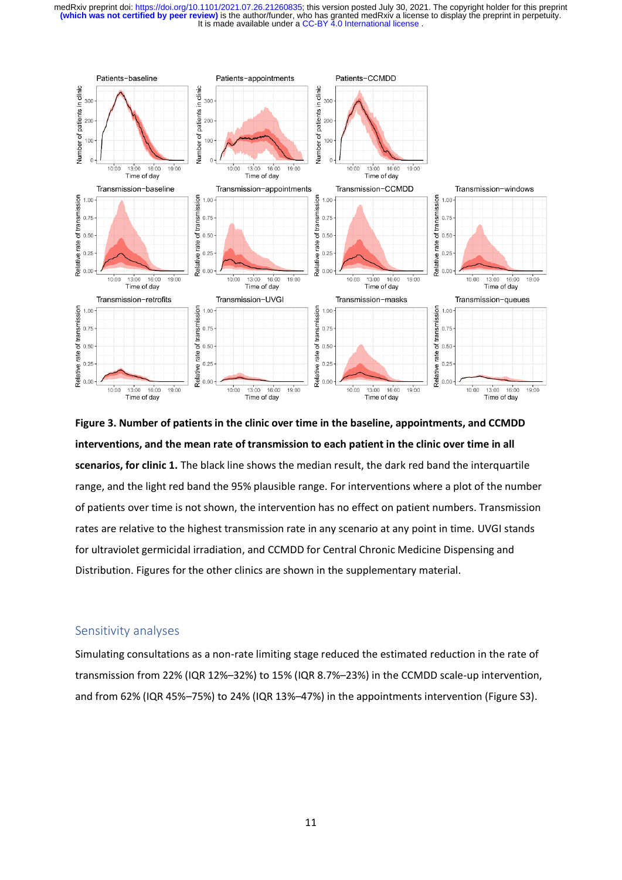**Figure 3. Number of patients in the clinic over time in the baseline, appointments, and CCMDD interventions, and the mean rate of transmission to each patient in the clinic over time in all scenarios, for clinic 1.** The black line shows the median result, the dark red band the interquartile range, and the light red band the 95% plausible range. For interventions where a plot of the number of patients over time is not shown, the intervention has no effect on patient numbers. Transmission rates are relative to the highest transmission rate in any scenario at any point in time. UVGI stands for ultraviolet germicidal irradiation, and CCMDD for Central Chronic Medicine Dispensing and Distribution. Figures for the other clinics are shown in the supplementary material.

## Sensitivity analyses

Simulating consultations as a non-rate limiting stage reduced the estimated reduction in the rate of transmission from 22% (IQR 12%–32%) to 15% (IQR 8.7%–23%) in the CCMDD scale-up intervention, and from 62% (IQR 45%–75%) to 24% (IQR 13%–47%) in the appointments intervention (Figure S3).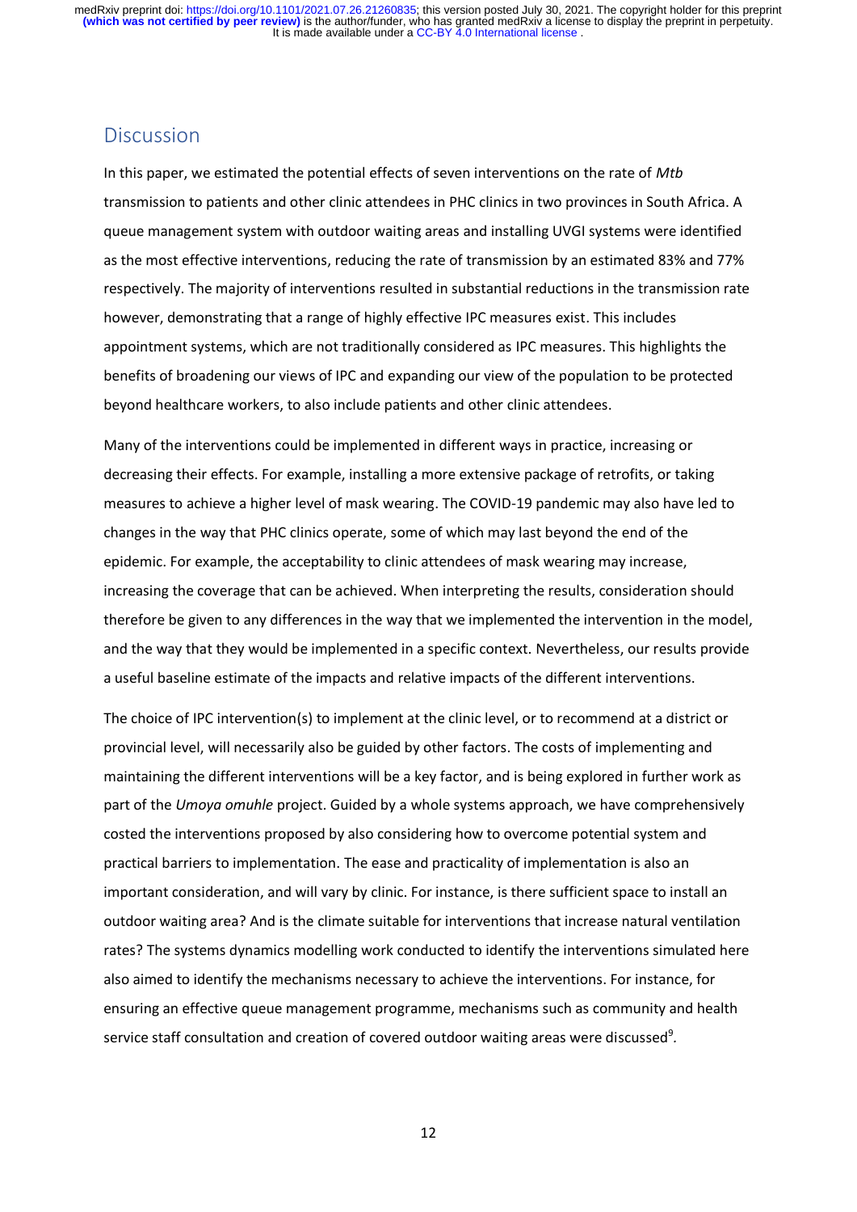## Discussion

In this paper, we estimated the potential effects of seven interventions on the rate of *Mtb* transmission to patients and other clinic attendees in PHC clinics in two provinces in South Africa. A queue management system with outdoor waiting areas and installing UVGI systems were identified as the most effective interventions, reducing the rate of transmission by an estimated 83% and 77% respectively. The majority of interventions resulted in substantial reductions in the transmission rate however, demonstrating that a range of highly effective IPC measures exist. This includes appointment systems, which are not traditionally considered as IPC measures. This highlights the benefits of broadening our views of IPC and expanding our view of the population to be protected beyond healthcare workers, to also include patients and other clinic attendees.

Many of the interventions could be implemented in different ways in practice, increasing or decreasing their effects. For example, installing a more extensive package of retrofits, or taking measures to achieve a higher level of mask wearing. The COVID-19 pandemic may also have led to changes in the way that PHC clinics operate, some of which may last beyond the end of the epidemic. For example, the acceptability to clinic attendees of mask wearing may increase, increasing the coverage that can be achieved. When interpreting the results, consideration should therefore be given to any differences in the way that we implemented the intervention in the model, and the way that they would be implemented in a specific context. Nevertheless, our results provide a useful baseline estimate of the impacts and relative impacts of the different interventions.

The choice of IPC intervention(s) to implement at the clinic level, or to recommend at a district or provincial level, will necessarily also be guided by other factors. The costs of implementing and maintaining the different interventions will be a key factor, and is being explored in further work as part of the *Umoya omuhle* project. Guided by a whole systems approach, we have comprehensively costed the interventions proposed by also considering how to overcome potential system and practical barriers to implementation. The ease and practicality of implementation is also an important consideration, and will vary by clinic. For instance, is there sufficient space to install an outdoor waiting area? And is the climate suitable for interventions that increase natural ventilation rates? The systems dynamics modelling work conducted to identify the interventions simulated here also aimed to identify the mechanisms necessary to achieve the interventions. For instance, for ensuring an effective queue management programme, mechanisms such as community and health service staff consultation and creation of covered outdoor waiting areas were discussed[9].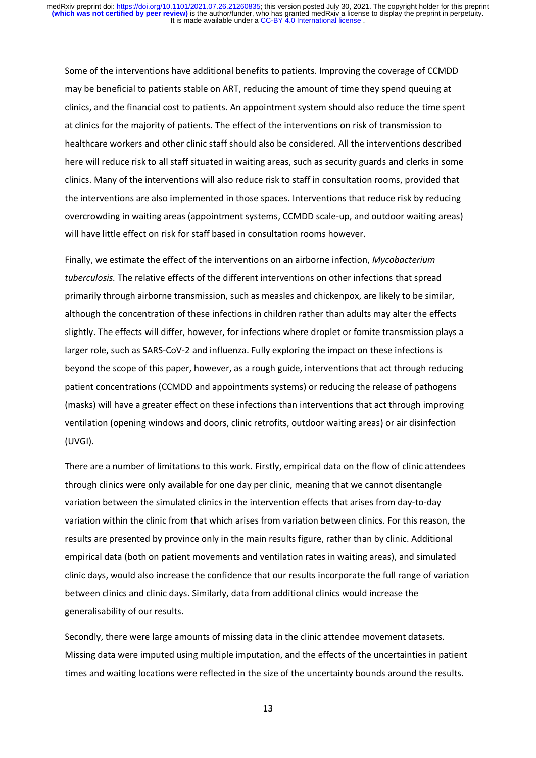Some of the interventions have additional benefits to patients. Improving the coverage of CCMDD may be beneficial to patients stable on ART, reducing the amount of time they spend queuing at clinics, and the financial cost to patients. An appointment system should also reduce the time spent at clinics for the majority of patients. The effect of the interventions on risk of transmission to healthcare workers and other clinic staff should also be considered. All the interventions described here will reduce risk to all staff situated in waiting areas, such as security guards and clerks in some clinics. Many of the interventions will also reduce risk to staff in consultation rooms, provided that the interventions are also implemented in those spaces. Interventions that reduce risk by reducing overcrowding in waiting areas (appointment systems, CCMDD scale-up, and outdoor waiting areas) will have little effect on risk for staff based in consultation rooms however.

Finally, we estimate the effect of the interventions on an airborne infection, *Mycobacterium tuberculosis.* The relative effects of the different interventions on other infections that spread primarily through airborne transmission, such as measles and chickenpox, are likely to be similar, although the concentration of these infections in children rather than adults may alter the effects slightly. The effects will differ, however, for infections where droplet or fomite transmission plays a larger role, such as SARS-CoV-2 and influenza. Fully exploring the impact on these infections is beyond the scope of this paper, however, as a rough guide, interventions that act through reducing patient concentrations (CCMDD and appointments systems) or reducing the release of pathogens (masks) will have a greater effect on these infections than interventions that act through improving ventilation (opening windows and doors, clinic retrofits, outdoor waiting areas) or air disinfection (UVGI).

There are a number of limitations to this work. Firstly, empirical data on the flow of clinic attendees through clinics were only available for one day per clinic, meaning that we cannot disentangle variation between the simulated clinics in the intervention effects that arises from day-to-day variation within the clinic from that which arises from variation between clinics. For this reason, the results are presented by province only in the main results figure, rather than by clinic. Additional empirical data (both on patient movements and ventilation rates in waiting areas), and simulated clinic days, would also increase the confidence that our results incorporate the full range of variation between clinics and clinic days. Similarly, data from additional clinics would increase the generalisability of our results.

Secondly, there were large amounts of missing data in the clinic attendee movement datasets. Missing data were imputed using multiple imputation, and the effects of the uncertainties in patient times and waiting locations were reflected in the size of the uncertainty bounds around the results.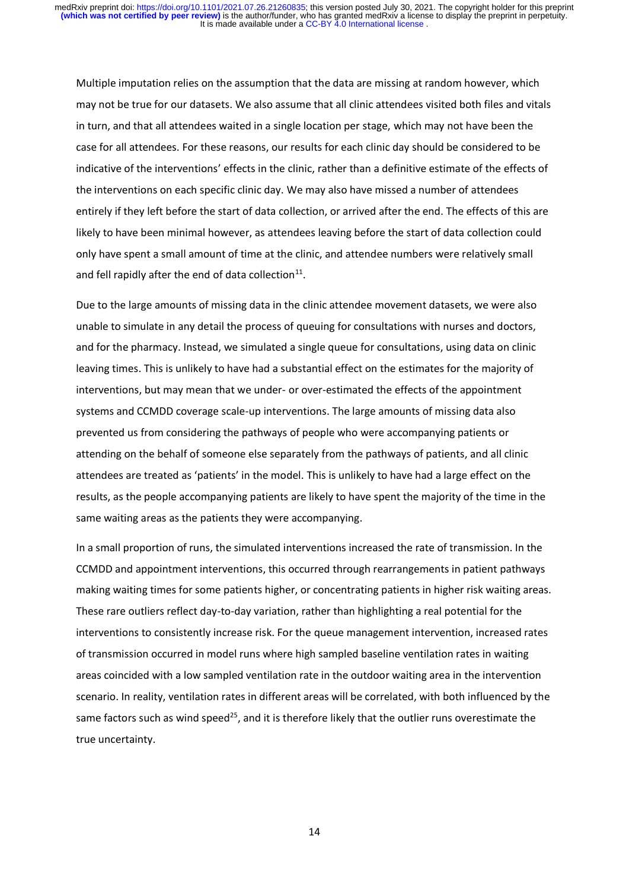Multiple imputation relies on the assumption that the data are missing at random however, which may not be true for our datasets. We also assume that all clinic attendees visited both files and vitals in turn, and that all attendees waited in a single location per stage, which may not have been the case for all attendees. For these reasons, our results for each clinic day should be considered to be indicative of the interventions' effects in the clinic, rather than a definitive estimate of the effects of the interventions on each specific clinic day. We may also have missed a number of attendees entirely if they left before the start of data collection, or arrived after the end. The effects of this are likely to have been minimal however, as attendees leaving before the start of data collection could only have spent a small amount of time at the clinic, and attendee numbers were relatively small and fell rapidly after the end of data collection[11].

Due to the large amounts of missing data in the clinic attendee movement datasets, we were also unable to simulate in any detail the process of queuing for consultations with nurses and doctors, and for the pharmacy. Instead, we simulated a single queue for consultations, using data on clinic leaving times. This is unlikely to have had a substantial effect on the estimates for the majority of interventions, but may mean that we under- or over-estimated the effects of the appointment systems and CCMDD coverage scale-up interventions. The large amounts of missing data also prevented us from considering the pathways of people who were accompanying patients or attending on the behalf of someone else separately from the pathways of patients, and all clinic attendees are treated as 'patients' in the model. This is unlikely to have had a large effect on the results, as the people accompanying patients are likely to have spent the majority of the time in the same waiting areas as the patients they were accompanying.

In a small proportion of runs, the simulated interventions increased the rate of transmission. In the CCMDD and appointment interventions, this occurred through rearrangements in patient pathways making waiting times for some patients higher, or concentrating patients in higher risk waiting areas. These rare outliers reflect day-to-day variation, rather than highlighting a real potential for the interventions to consistently increase risk. For the queue management intervention, increased rates of transmission occurred in model runs where high sampled baseline ventilation rates in waiting areas coincided with a low sampled ventilation rate in the outdoor waiting area in the intervention scenario. In reality, ventilation rates in different areas will be correlated, with both influenced by the same factors such as wind speed[25], and it is therefore likely that the outlier runs overestimate the true uncertainty.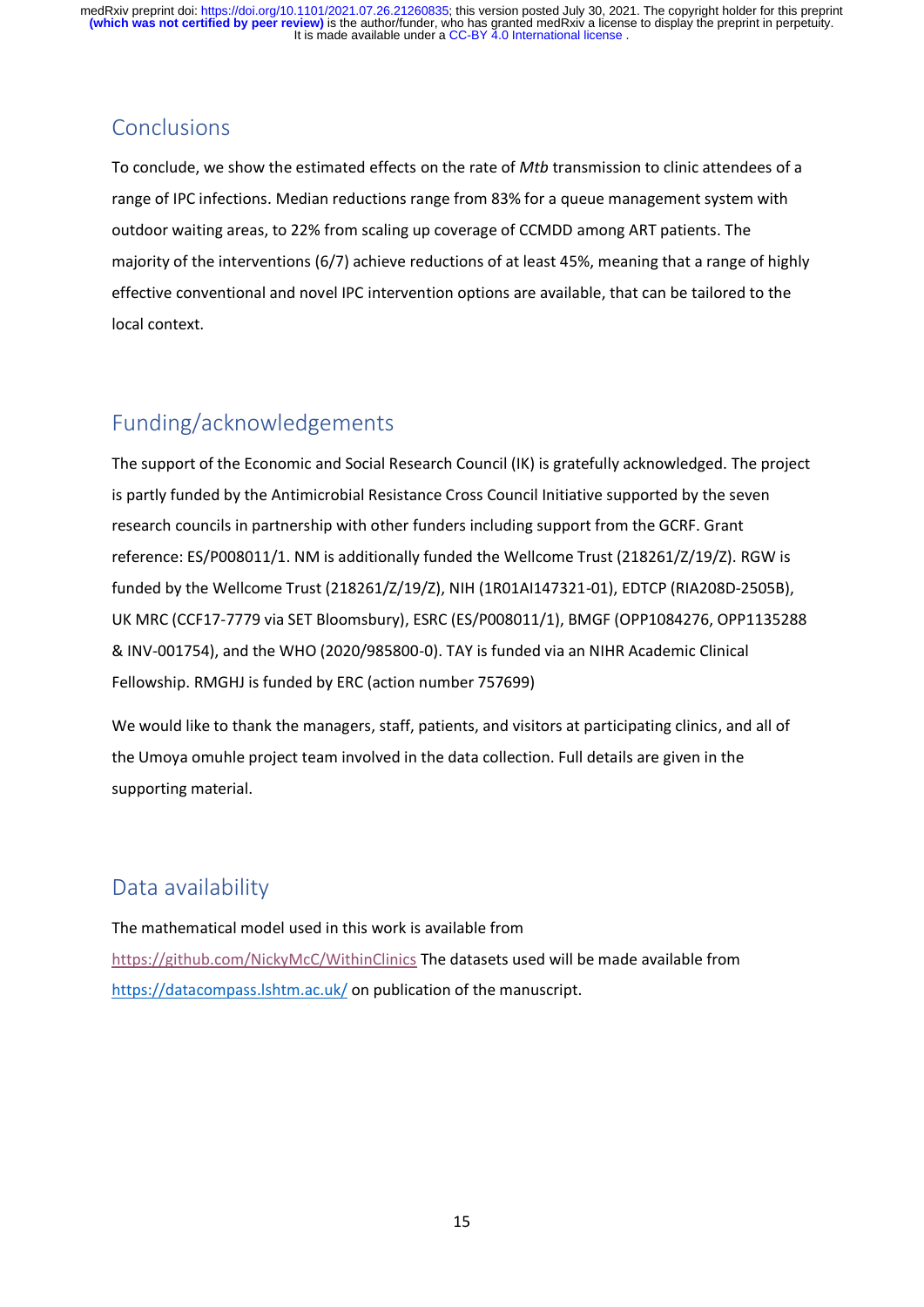## Conclusions

To conclude, we show the estimated effects on the rate of *Mtb* transmission to clinic attendees of a range of IPC infections. Median reductions range from 83% for a queue management system with outdoor waiting areas, to 22% from scaling up coverage of CCMDD among ART patients. The majority of the interventions (6/7) achieve reductions of at least 45%, meaning that a range of highly effective conventional and novel IPC intervention options are available, that can be tailored to the local context.

## Funding/acknowledgements

The support of the Economic and Social Research Council (IK) is gratefully acknowledged. The project is partly funded by the Antimicrobial Resistance Cross Council Initiative supported by the seven research councils in partnership with other funders including support from the GCRF. Grant reference: ES/P008011/1. NM is additionally funded the Wellcome Trust (218261/Z/19/Z). RGW is funded by the Wellcome Trust (218261/Z/19/Z), NIH (1R01AI147321-01), EDTCP (RIA208D-2505B), UK MRC (CCF17-7779 via SET Bloomsbury), ESRC (ES/P008011/1), BMGF (OPP1084276, OPP1135288 & INV-001754), and the WHO (2020/985800-0). TAY is funded via an NIHR Academic Clinical Fellowship. RMGHJ is funded by ERC (action number 757699)

We would like to thank the managers, staff, patients, and visitors at participating clinics, and all of the Umoya omuhle project team involved in the data collection. Full details are given in the supporting material.

## Data availability

The mathematical model used in this work is available from https://github.com/NickyMcC/WithinClinics The datasets used will be made available from https://datacompass.lshtm.ac.uk/ on publication of the manuscript.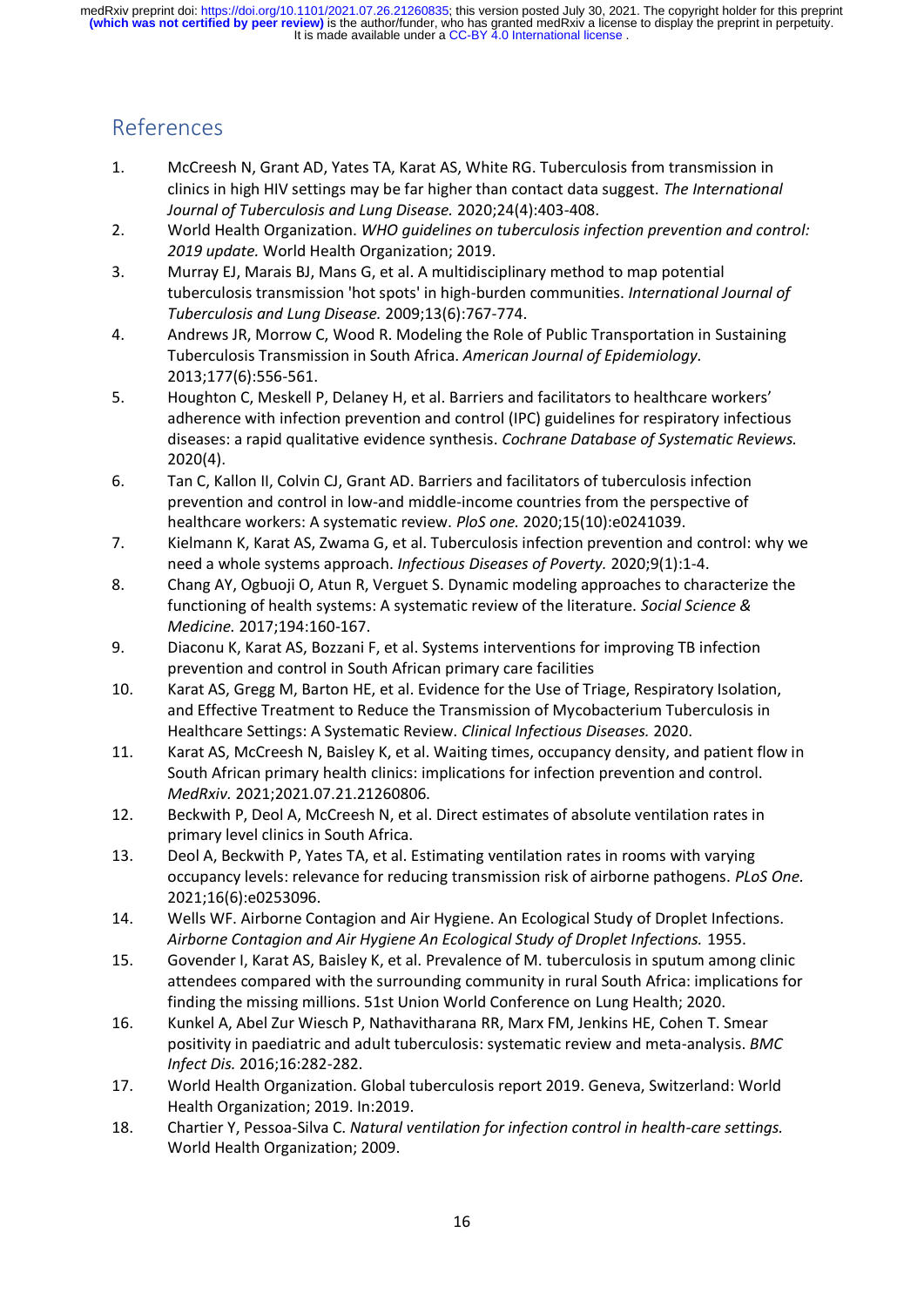## References

1. McCreesh N, Grant AD, Yates TA, Karat AS, White RG. Tuberculosis from transmission in clinics in high HIV settings may be far higher than contact data suggest. *The International Journal of Tuberculosis and Lung Disease.* 2020;24(4):403-408.
2. World Health Organization. *WHO guidelines on tuberculosis infection prevention and control: 2019 update.* World Health Organization; 2019.
3. Murray EJ, Marais BJ, Mans G, et al. A multidisciplinary method to map potential tuberculosis transmission 'hot spots' in high-burden communities. *International Journal of Tuberculosis and Lung Disease.* 2009;13(6):767-774.
4. Andrews JR, Morrow C, Wood R. Modeling the Role of Public Transportation in Sustaining Tuberculosis Transmission in South Africa. *American Journal of Epidemiology*. 2013;177(6):556-561.
5. Houghton C, Meskell P, Delaney H, et al. Barriers and facilitators to healthcare workers' adherence with infection prevention and control (IPC) guidelines for respiratory infectious diseases: a rapid qualitative evidence synthesis. *Cochrane Database of Systematic Reviews.* 2020(4).
6. Tan C, Kallon II, Colvin CJ, Grant AD. Barriers and facilitators of tuberculosis infection prevention and control in low-and middle-income countries from the perspective of healthcare workers: A systematic review. *PloS one.* 2020;15(10):e0241039.
7. Kielmann K, Karat AS, Zwama G, et al. Tuberculosis infection prevention and control: why we need a whole systems approach. *Infectious Diseases of Poverty.* 2020;9(1):1-4.
8. Chang AY, Ogbuoji O, Atun R, Verguet S. Dynamic modeling approaches to characterize the functioning of health systems: A systematic review of the literature. *Social Science & Medicine.* 2017;194:160-167.
9. Diaconu K, Karat AS, Bozzani F, et al. Systems interventions for improving TB infection prevention and control in South African primary care facilities
10. Karat AS, Gregg M, Barton HE, et al. Evidence for the Use of Triage, Respiratory Isolation, and Effective Treatment to Reduce the Transmission of Mycobacterium Tuberculosis in Healthcare Settings: A Systematic Review. *Clinical Infectious Diseases.* 2020.
11. Karat AS, McCreesh N, Baisley K, et al. Waiting times, occupancy density, and patient flow in South African primary health clinics: implications for infection prevention and control. *MedRxiv.* 2021;2021.07.21.21260806.
12. Beckwith P, Deol A, McCreesh N, et al. Direct estimates of absolute ventilation rates in primary level clinics in South Africa.
13. Deol A, Beckwith P, Yates TA, et al. Estimating ventilation rates in rooms with varying occupancy levels: relevance for reducing transmission risk of airborne pathogens. *PLoS One.* 2021;16(6):e0253096.
14. Wells WF. Airborne Contagion and Air Hygiene. An Ecological Study of Droplet Infections. *Airborne Contagion and Air Hygiene An Ecological Study of Droplet Infections.* 1955.
15. Govender I, Karat AS, Baisley K, et al. Prevalence of M. tuberculosis in sputum among clinic attendees compared with the surrounding community in rural South Africa: implications for finding the missing millions. 51st Union World Conference on Lung Health; 2020.
16. Kunkel A, Abel Zur Wiesch P, Nathavitharana RR, Marx FM, Jenkins HE, Cohen T. Smear positivity in paediatric and adult tuberculosis: systematic review and meta-analysis. *BMC Infect Dis.* 2016;16:282-282.
17. World Health Organization. Global tuberculosis report 2019. Geneva, Switzerland: World Health Organization; 2019. In:2019.
18. Chartier Y, Pessoa-Silva C. *Natural ventilation for infection control in health-care settings.* World Health Organization; 2009.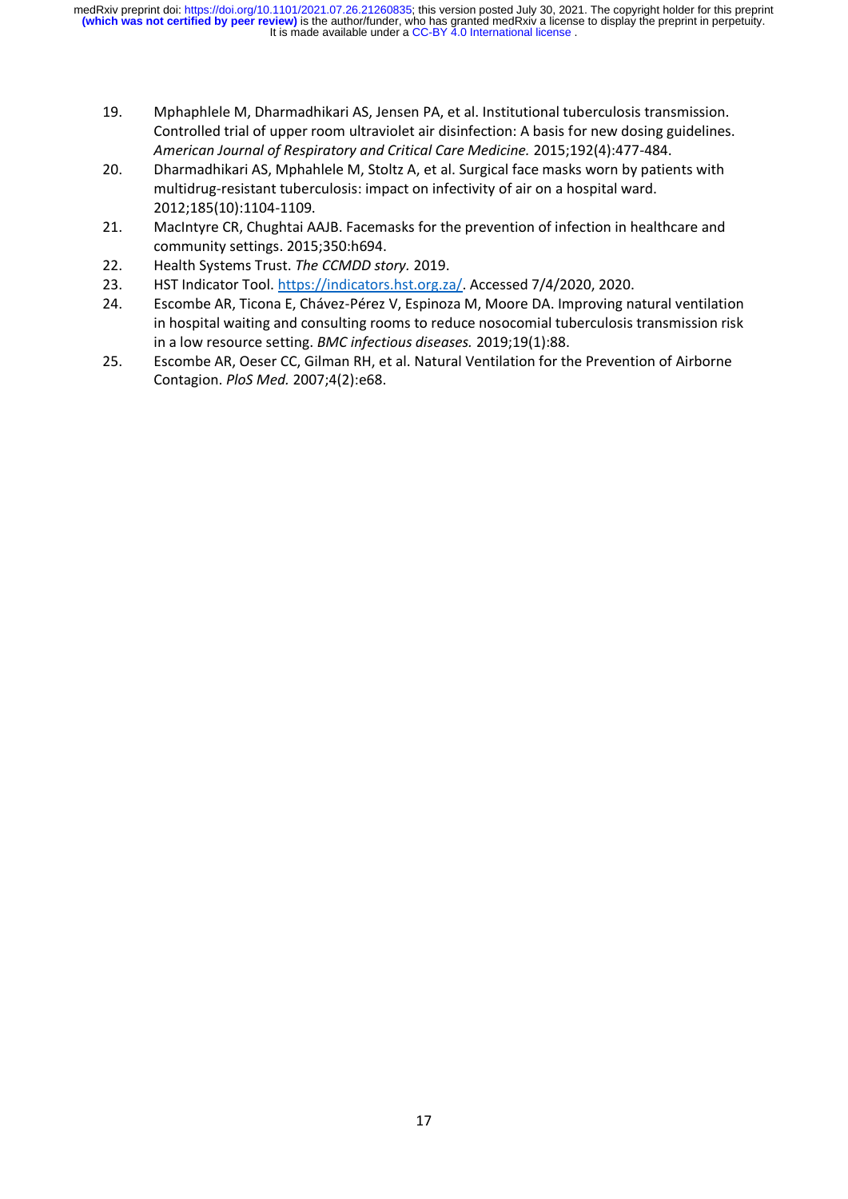19. Mphaphlele M, Dharmadhikari AS, Jensen PA, et al. Institutional tuberculosis transmission. Controlled trial of upper room ultraviolet air disinfection: A basis for new dosing guidelines. *American Journal of Respiratory and Critical Care Medicine.* 2015;192(4):477-484.
20. Dharmadhikari AS, Mphahlele M, Stoltz A, et al. Surgical face masks worn by patients with multidrug-resistant tuberculosis: impact on infectivity of air on a hospital ward. 2012;185(10):1104-1109.
21. MacIntyre CR, Chughtai AAJB. Facemasks for the prevention of infection in healthcare and community settings. 2015;350:h694.
22. Health Systems Trust. *The CCMDD story.* 2019.
23. HST Indicator Tool. https://indicators.hst.org.za/. Accessed 7/4/2020, 2020.
24. Escombe AR, Ticona E, Chávez-Pérez V, Espinoza M, Moore DA. Improving natural ventilation in hospital waiting and consulting rooms to reduce nosocomial tuberculosis transmission risk in a low resource setting. *BMC infectious diseases.* 2019;19(1):88.
25. Escombe AR, Oeser CC, Gilman RH, et al. Natural Ventilation for the Prevention of Airborne Contagion. *PloS Med.* 2007;4(2):e68.